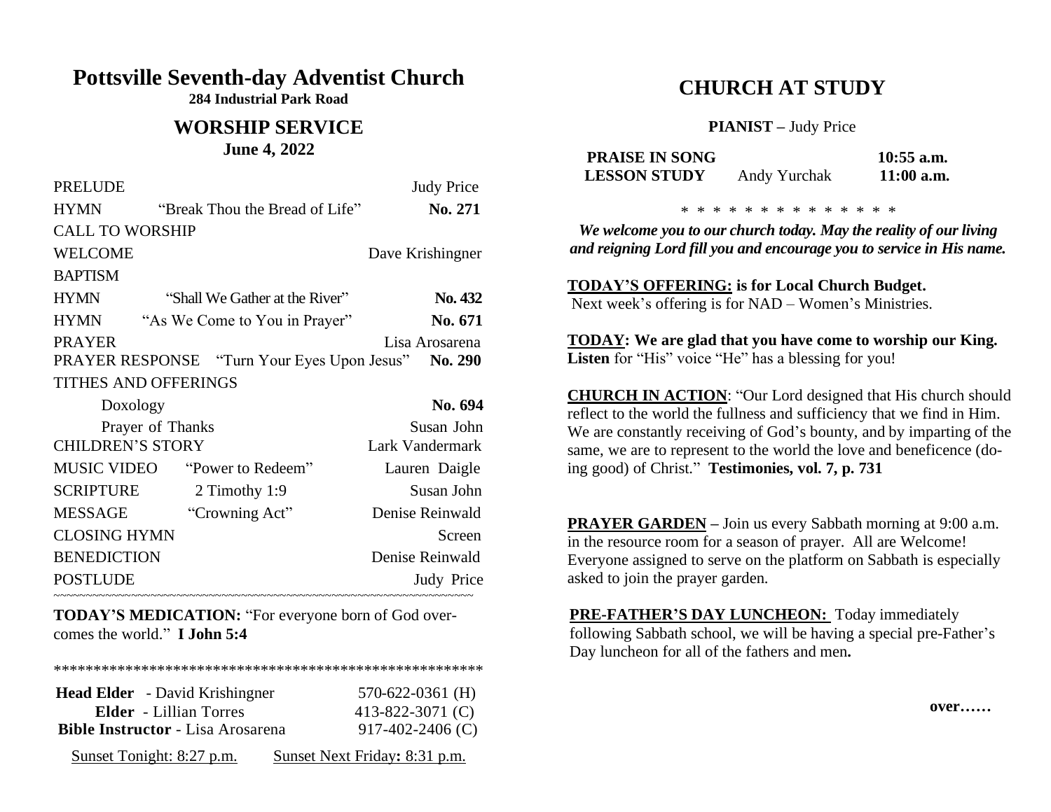# Pottsville Seventh-day Adventist Church

**284 Industrial Park Road**

## WORSHIP SERVICE

**June 4, 2022**

| | | |
|---|---|---|
| PRELUDE | | Judy Price |
| HYMN | "Break Thou the Bread of Life" | **No. 271** |
| CALL TO WORSHIP | | |
| WELCOME | | Dave Krishingner |
| BAPTISM | | |
| HYMN | "Shall We Gather at the River" | **No. 432** |
| HYMN | "As We Come to You in Prayer" | **No. 671** |
| PRAYER | | Lisa Arosarena |
| PRAYER RESPONSE | "Turn Your Eyes Upon Jesus" | **No. 290** |
| TITHES AND OFFERINGS | | |
| Doxology | | **No. 694** |
| Prayer of Thanks | | Susan John |
| CHILDREN'S STORY | | Lark Vandermark |
| MUSIC VIDEO | "Power to Redeem" | Lauren Daigle |
| SCRIPTURE | 2 Timothy 1:9 | Susan John |
| MESSAGE | "Crowning Act" | Denise Reinwald |
| CLOSING HYMN | | Screen |
| BENEDICTION | | Denise Reinwald |
| POSTLUDE | | Judy Price |

~~~~~~~~~~~~~~~~~~~~~~~~~~~~~~~~~~~~~~~~~~~~~~~~~~~~~~~~~~~~~~~~~~~~

**TODAY'S MEDICATION:** "For everyone born of God overcomes the world." **I John 5:4**

*****************************************************

| | |
|---|---|
| **Head Elder** - David Krishingner | 570-622-0361 (H) |
| **Elder** - Lillian Torres | 413-822-3071 (C) |
| **Bible Instructor** - Lisa Arosarena | 917-402-2406 (C) |

Sunset Tonight: 8:27 p.m. Sunset Next Friday**:** 8:31 p.m.

# CHURCH AT STUDY

**PIANIST –** Judy Price

| | | |
|---|---|---|
| **PRAISE IN SONG** | | **10:55 a.m.** |
| **LESSON STUDY** | Andy Yurchak | **11:00 a.m.** |

* * * * * * * * * * * * * *

***We welcome you to our church today. May the reality of our living and reigning Lord fill you and encourage you to service in His name.***

**TODAY'S OFFERING: is for Local Church Budget.**
Next week's offering is for NAD – Women's Ministries.

**TODAY: We are glad that you have come to worship our King. Listen** for "His" voice "He" has a blessing for you!

**CHURCH IN ACTION**: "Our Lord designed that His church should reflect to the world the fullness and sufficiency that we find in Him. We are constantly receiving of God's bounty, and by imparting of the same, we are to represent to the world the love and beneficence (doing good) of Christ." **Testimonies, vol. 7, p. 731**

**PRAYER GARDEN –** Join us every Sabbath morning at 9:00 a.m. in the resource room for a season of prayer. All are Welcome! Everyone assigned to serve on the platform on Sabbath is especially asked to join the prayer garden.

**PRE-FATHER'S DAY LUNCHEON:** Today immediately following Sabbath school, we will be having a special pre-Father's Day luncheon for all of the fathers and men**.**

**over……**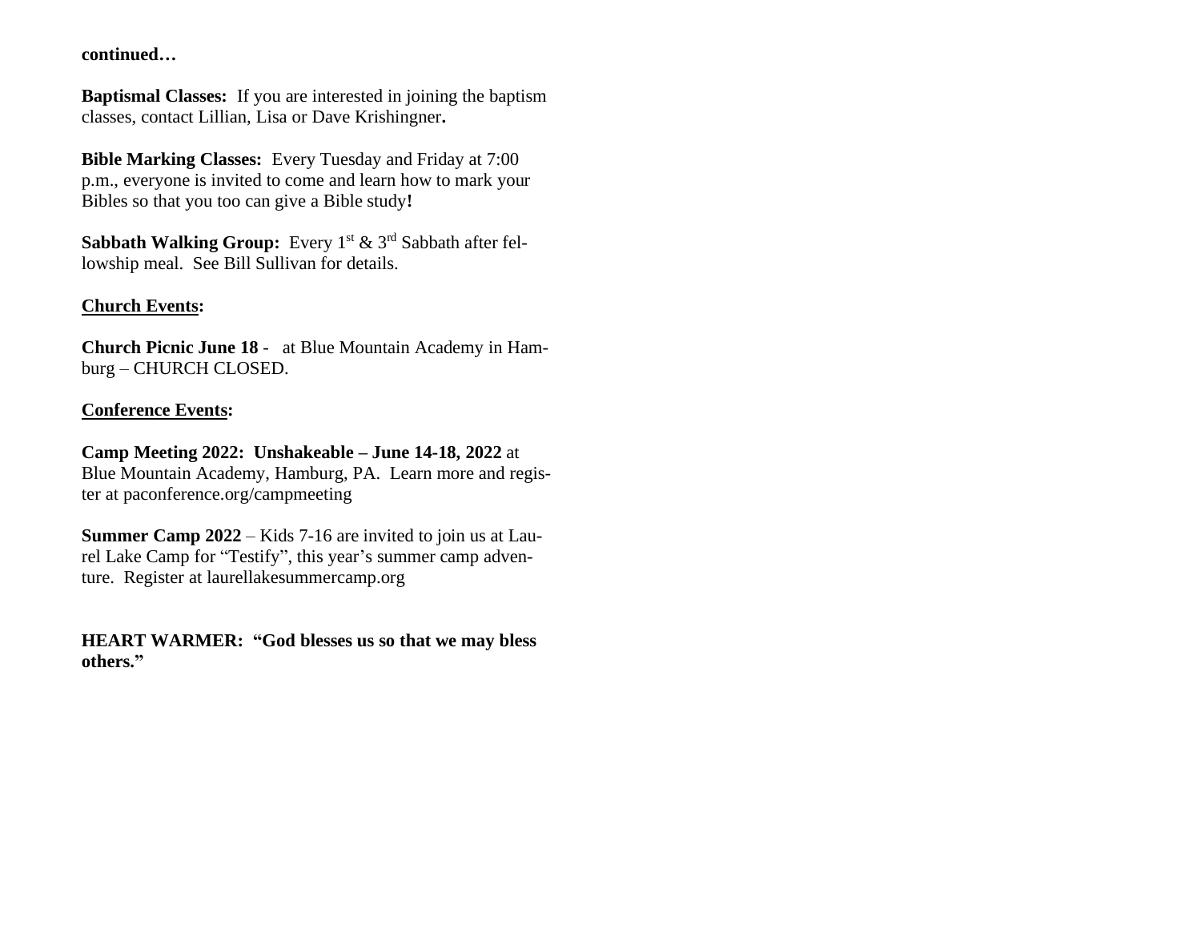**continued…**

**Baptismal Classes:** If you are interested in joining the baptism classes, contact Lillian, Lisa or Dave Krishingner**.**

**Bible Marking Classes:** Every Tuesday and Friday at 7:00 p.m., everyone is invited to come and learn how to mark your Bibles so that you too can give a Bible study**!**

**Sabbath Walking Group:** Every 1st & 3rd Sabbath after fellowship meal. See Bill Sullivan for details.

**Church Events:**

**Church Picnic June 18** - at Blue Mountain Academy in Hamburg – CHURCH CLOSED.

**Conference Events:**

**Camp Meeting 2022: Unshakeable – June 14-18, 2022** at Blue Mountain Academy, Hamburg, PA. Learn more and register at paconference.org/campmeeting

**Summer Camp 2022** – Kids 7-16 are invited to join us at Laurel Lake Camp for "Testify", this year's summer camp adventure. Register at laurellakesummercamp.org

**HEART WARMER: "God blesses us so that we may bless others."**